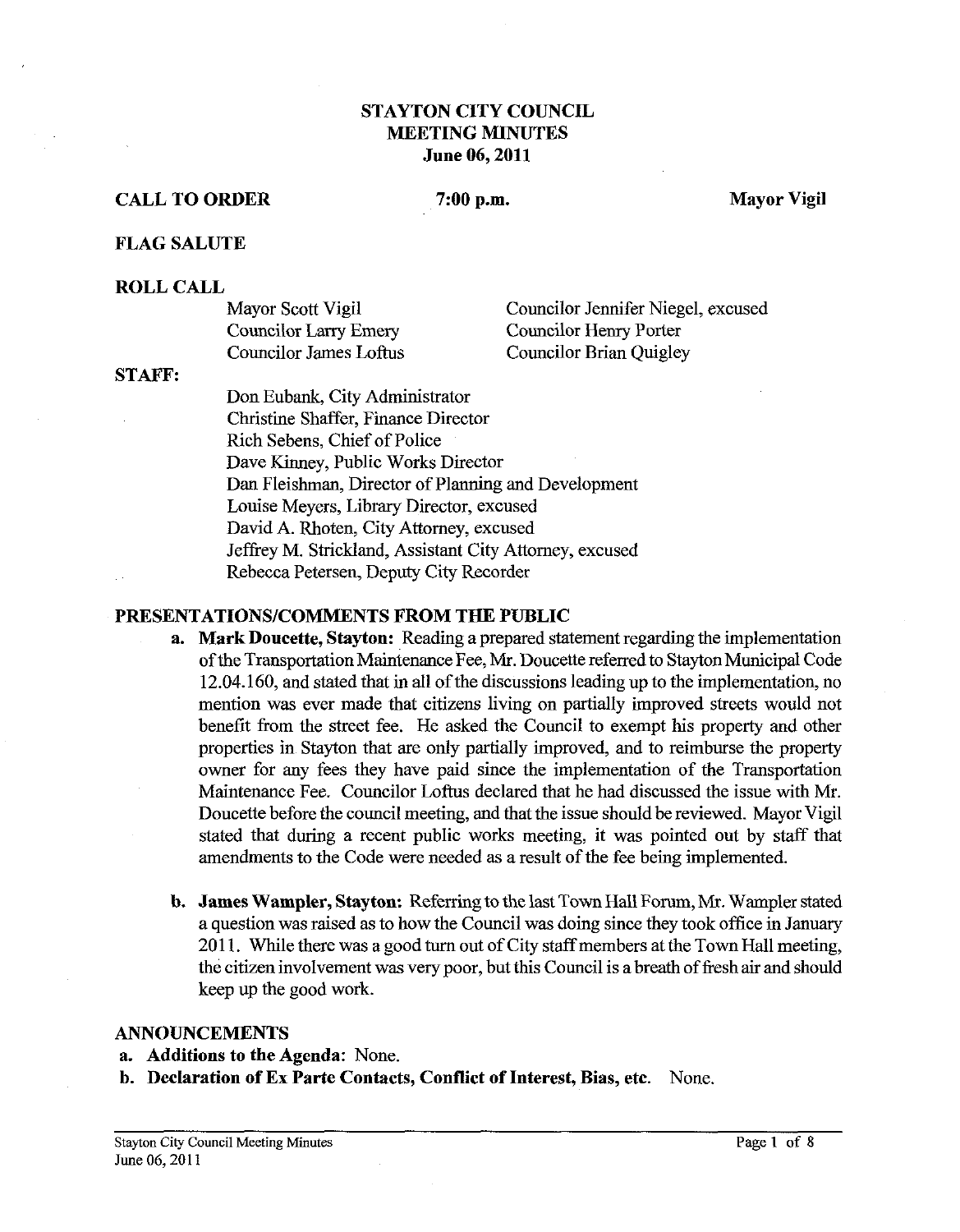# STAYTON CITY COUNCIL MEETING MINUTES
## June 06, 2011

**CALL TO ORDER** **7:00 p.m.** **Mayor Vigil**

**FLAG SALUTE**

**ROLL CALL**

Mayor Scott Vigil
Councilor Larry Emery
Councilor James Loftus
Councilor Jennifer Niegel, excused
Councilor Henry Porter
Councilor Brian Quigley

**STAFF:**

Don Eubank, City Administrator
Christine Shaffer, Finance Director
Rich Sebens, Chief of Police
Dave Kinney, Public Works Director
Dan Fleishman, Director of Planning and Development
Louise Meyers, Library Director, excused
David A. Rhoten, City Attorney, excused
Jeffrey M. Strickland, Assistant City Attorney, excused
Rebecca Petersen, Deputy City Recorder

**PRESENTATIONS/COMMENTS FROM THE PUBLIC**

a. **Mark Doucette, Stayton:** Reading a prepared statement regarding the implementation of the Transportation Maintenance Fee, Mr. Doucette referred to Stayton Municipal Code 12.04.160, and stated that in all of the discussions leading up to the implementation, no mention was ever made that citizens living on partially improved streets would not benefit from the street fee. He asked the Council to exempt his property and other properties in Stayton that are only partially improved, and to reimburse the property owner for any fees they have paid since the implementation of the Transportation Maintenance Fee. Councilor Loftus declared that he had discussed the issue with Mr. Doucette before the council meeting, and that the issue should be reviewed. Mayor Vigil stated that during a recent public works meeting, it was pointed out by staff that amendments to the Code were needed as a result of the fee being implemented.

b. **James Wampler, Stayton:** Referring to the last Town Hall Forum, Mr. Wampler stated a question was raised as to how the Council was doing since they took office in January 2011. While there was a good turn out of City staff members at the Town Hall meeting, the citizen involvement was very poor, but this Council is a breath of fresh air and should keep up the good work.

**ANNOUNCEMENTS**

a. **Additions to the Agenda:** None.
b. **Declaration of Ex Parte Contacts, Conflict of Interest, Bias, etc.** None.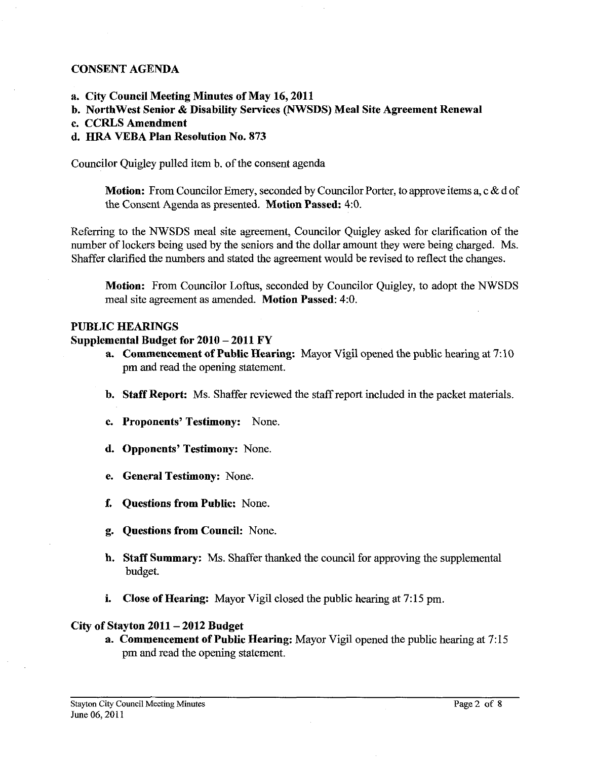## CONSENT AGENDA

**a. City Council Meeting Minutes of May 16, 2011**
**b. NorthWest Senior & Disability Services (NWSDS) Meal Site Agreement Renewal**
**c. CCRLS Amendment**
**d. HRA VEBA Plan Resolution No. 873**

Councilor Quigley pulled item b. of the consent agenda

> **Motion:** From Councilor Emery, seconded by Councilor Porter, to approve items a, c & d of the Consent Agenda as presented. **Motion Passed:** 4:0.

Referring to the NWSDS meal site agreement, Councilor Quigley asked for clarification of the number of lockers being used by the seniors and the dollar amount they were being charged. Ms. Shaffer clarified the numbers and stated the agreement would be revised to reflect the changes.

> **Motion:** From Councilor Loftus, seconded by Councilor Quigley, to adopt the NWSDS meal site agreement as amended. **Motion Passed:** 4:0.

## PUBLIC HEARINGS

### Supplemental Budget for 2010 – 2011 FY

a. **Commencement of Public Hearing:** Mayor Vigil opened the public hearing at 7:10 pm and read the opening statement.

b. **Staff Report:** Ms. Shaffer reviewed the staff report included in the packet materials.

c. **Proponents' Testimony:** None.

d. **Opponents' Testimony:** None.

e. **General Testimony:** None.

f. **Questions from Public:** None.

g. **Questions from Council:** None.

h. **Staff Summary:** Ms. Shaffer thanked the council for approving the supplemental budget.

i. **Close of Hearing:** Mayor Vigil closed the public hearing at 7:15 pm.

### City of Stayton 2011 – 2012 Budget

a. **Commencement of Public Hearing:** Mayor Vigil opened the public hearing at 7:15 pm and read the opening statement.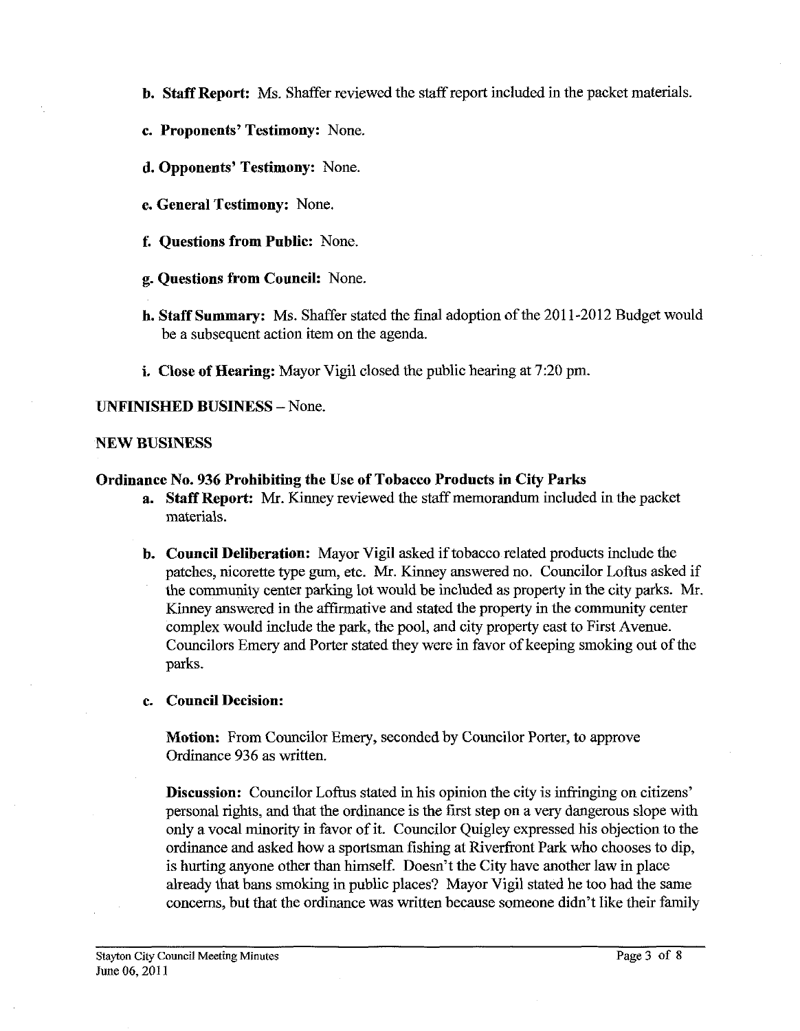**b. Staff Report:** Ms. Shaffer reviewed the staff report included in the packet materials.

**c. Proponents' Testimony:** None.

**d. Opponents' Testimony:** None.

**e. General Testimony:** None.

**f. Questions from Public:** None.

**g. Questions from Council:** None.

**h. Staff Summary:** Ms. Shaffer stated the final adoption of the 2011-2012 Budget would be a subsequent action item on the agenda.

**i. Close of Hearing:** Mayor Vigil closed the public hearing at 7:20 pm.

**UNFINISHED BUSINESS** – None.

**NEW BUSINESS**

**Ordinance No. 936 Prohibiting the Use of Tobacco Products in City Parks**

**a. Staff Report:** Mr. Kinney reviewed the staff memorandum included in the packet materials.

**b. Council Deliberation:** Mayor Vigil asked if tobacco related products include the patches, nicorette type gum, etc. Mr. Kinney answered no. Councilor Loftus asked if the community center parking lot would be included as property in the city parks. Mr. Kinney answered in the affirmative and stated the property in the community center complex would include the park, the pool, and city property east to First Avenue. Councilors Emery and Porter stated they were in favor of keeping smoking out of the parks.

**c. Council Decision:**

**Motion:** From Councilor Emery, seconded by Councilor Porter, to approve Ordinance 936 as written.

**Discussion:** Councilor Loftus stated in his opinion the city is infringing on citizens' personal rights, and that the ordinance is the first step on a very dangerous slope with only a vocal minority in favor of it. Councilor Quigley expressed his objection to the ordinance and asked how a sportsman fishing at Riverfront Park who chooses to dip, is hurting anyone other than himself. Doesn't the City have another law in place already that bans smoking in public places? Mayor Vigil stated he too had the same concerns, but that the ordinance was written because someone didn't like their family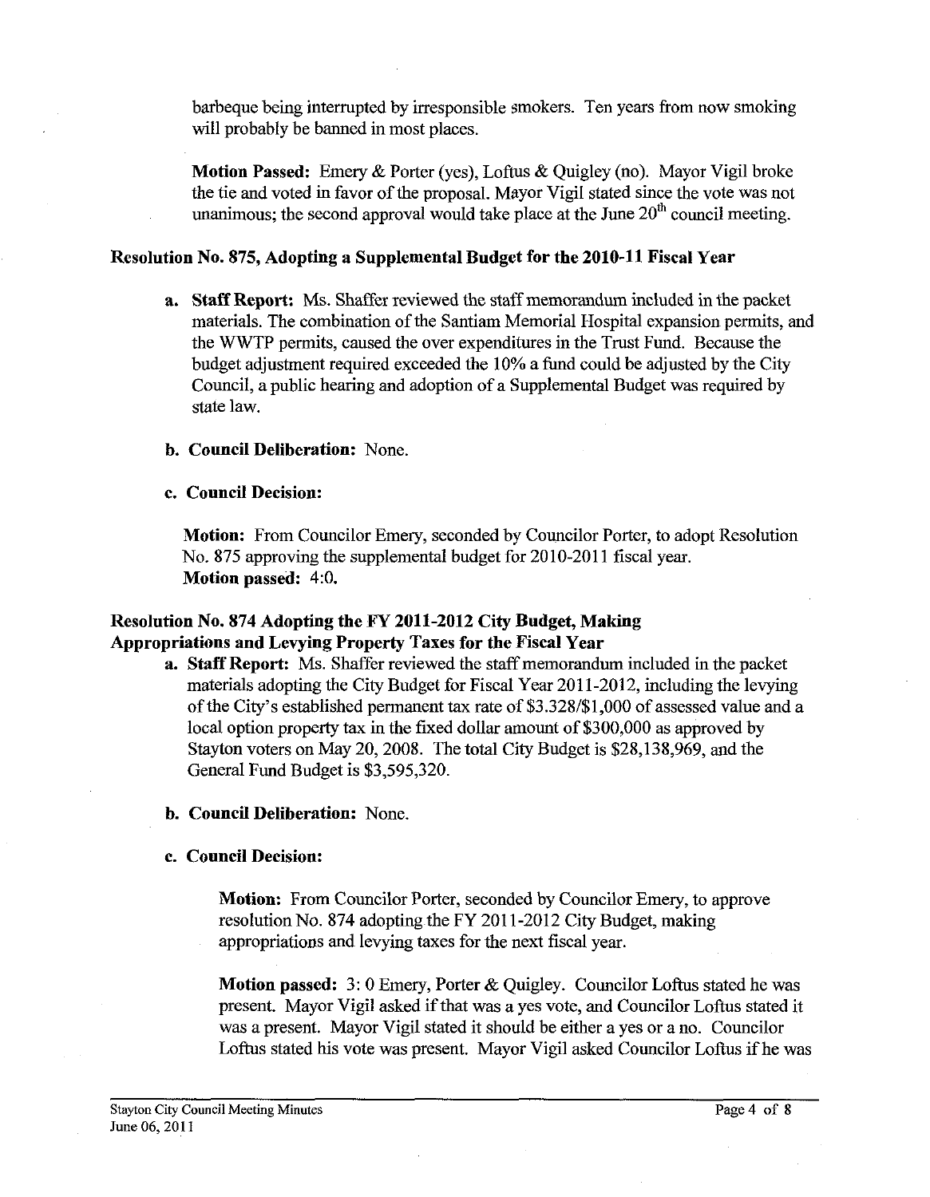barbeque being interrupted by irresponsible smokers. Ten years from now smoking will probably be banned in most places.

**Motion Passed:** Emery & Porter (yes), Loftus & Quigley (no). Mayor Vigil broke the tie and voted in favor of the proposal. Mayor Vigil stated since the vote was not unanimous; the second approval would take place at the June 20th council meeting.

## Resolution No. 875, Adopting a Supplemental Budget for the 2010-11 Fiscal Year

**a. Staff Report:** Ms. Shaffer reviewed the staff memorandum included in the packet materials. The combination of the Santiam Memorial Hospital expansion permits, and the WWTP permits, caused the over expenditures in the Trust Fund. Because the budget adjustment required exceeded the 10% a fund could be adjusted by the City Council, a public hearing and adoption of a Supplemental Budget was required by state law.

**b. Council Deliberation:** None.

**c. Council Decision:**

**Motion:** From Councilor Emery, seconded by Councilor Porter, to adopt Resolution No. 875 approving the supplemental budget for 2010-2011 fiscal year.
**Motion passed:** 4:0.

## Resolution No. 874 Adopting the FY 2011-2012 City Budget, Making Appropriations and Levying Property Taxes for the Fiscal Year

**a. Staff Report:** Ms. Shaffer reviewed the staff memorandum included in the packet materials adopting the City Budget for Fiscal Year 2011-2012, including the levying of the City's established permanent tax rate of $3.328/$1,000 of assessed value and a local option property tax in the fixed dollar amount of $300,000 as approved by Stayton voters on May 20, 2008. The total City Budget is $28,138,969, and the General Fund Budget is $3,595,320.

**b. Council Deliberation:** None.

**c. Council Decision:**

**Motion:** From Councilor Porter, seconded by Councilor Emery, to approve resolution No. 874 adopting the FY 2011-2012 City Budget, making appropriations and levying taxes for the next fiscal year.

**Motion passed:** 3: 0 Emery, Porter & Quigley. Councilor Loftus stated he was present. Mayor Vigil asked if that was a yes vote, and Councilor Loftus stated it was a present. Mayor Vigil stated it should be either a yes or a no. Councilor Loftus stated his vote was present. Mayor Vigil asked Councilor Loftus if he was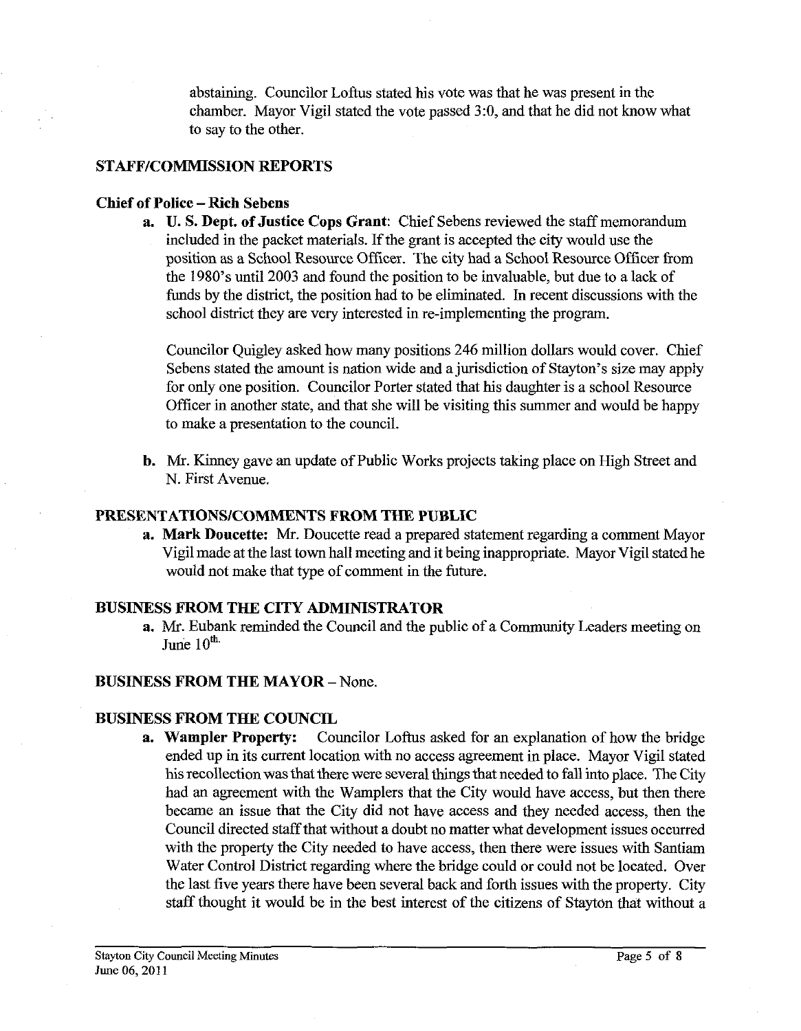abstaining. Councilor Loftus stated his vote was that he was present in the chamber. Mayor Vigil stated the vote passed 3:0, and that he did not know what to say to the other.

## STAFF/COMMISSION REPORTS

### Chief of Police – Rich Sebens

a. **U. S. Dept. of Justice Cops Grant**: Chief Sebens reviewed the staff memorandum included in the packet materials. If the grant is accepted the city would use the position as a School Resource Officer. The city had a School Resource Officer from the 1980's until 2003 and found the position to be invaluable, but due to a lack of funds by the district, the position had to be eliminated. In recent discussions with the school district they are very interested in re-implementing the program.

   Councilor Quigley asked how many positions 246 million dollars would cover. Chief Sebens stated the amount is nation wide and a jurisdiction of Stayton's size may apply for only one position. Councilor Porter stated that his daughter is a school Resource Officer in another state, and that she will be visiting this summer and would be happy to make a presentation to the council.

b. Mr. Kinney gave an update of Public Works projects taking place on High Street and N. First Avenue.

## PRESENTATIONS/COMMENTS FROM THE PUBLIC

a. **Mark Doucette:** Mr. Doucette read a prepared statement regarding a comment Mayor Vigil made at the last town hall meeting and it being inappropriate. Mayor Vigil stated he would not make that type of comment in the future.

## BUSINESS FROM THE CITY ADMINISTRATOR

a. Mr. Eubank reminded the Council and the public of a Community Leaders meeting on June 10th.

## BUSINESS FROM THE MAYOR – None.

## BUSINESS FROM THE COUNCIL

a. **Wampler Property:** Councilor Loftus asked for an explanation of how the bridge ended up in its current location with no access agreement in place. Mayor Vigil stated his recollection was that there were several things that needed to fall into place. The City had an agreement with the Wamplers that the City would have access, but then there became an issue that the City did not have access and they needed access, then the Council directed staff that without a doubt no matter what development issues occurred with the property the City needed to have access, then there were issues with Santiam Water Control District regarding where the bridge could or could not be located. Over the last five years there have been several back and forth issues with the property. City staff thought it would be in the best interest of the citizens of Stayton that without a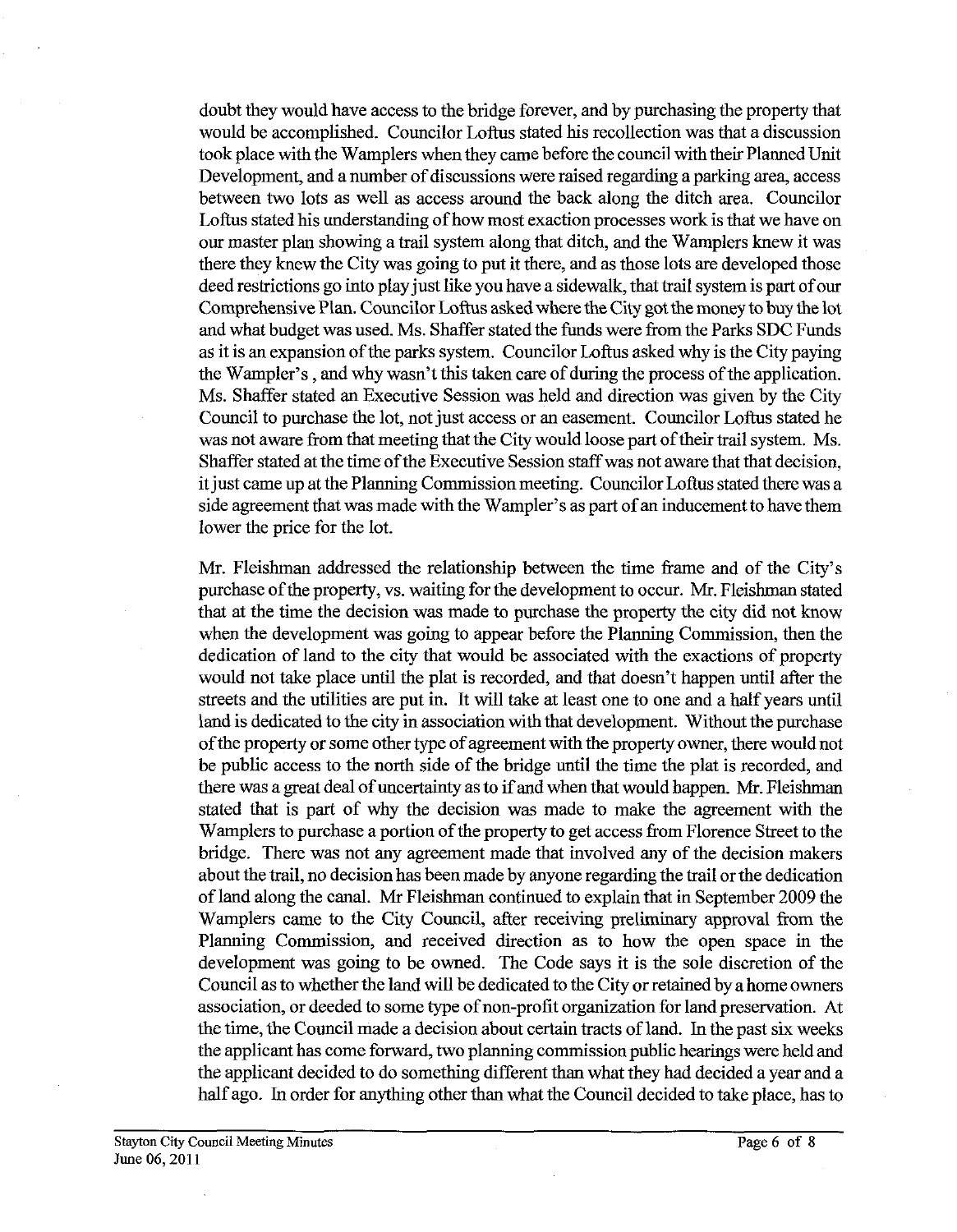doubt they would have access to the bridge forever, and by purchasing the property that would be accomplished. Councilor Loftus stated his recollection was that a discussion took place with the Wamplers when they came before the council with their Planned Unit Development, and a number of discussions were raised regarding a parking area, access between two lots as well as access around the back along the ditch area. Councilor Loftus stated his understanding of how most exaction processes work is that we have on our master plan showing a trail system along that ditch, and the Wamplers knew it was there they knew the City was going to put it there, and as those lots are developed those deed restrictions go into play just like you have a sidewalk, that trail system is part of our Comprehensive Plan. Councilor Loftus asked where the City got the money to buy the lot and what budget was used. Ms. Shaffer stated the funds were from the Parks SDC Funds as it is an expansion of the parks system. Councilor Loftus asked why is the City paying the Wampler's , and why wasn't this taken care of during the process of the application. Ms. Shaffer stated an Executive Session was held and direction was given by the City Council to purchase the lot, not just access or an easement. Councilor Loftus stated he was not aware from that meeting that the City would loose part of their trail system. Ms. Shaffer stated at the time of the Executive Session staff was not aware that that decision, it just came up at the Planning Commission meeting. Councilor Loftus stated there was a side agreement that was made with the Wampler's as part of an inducement to have them lower the price for the lot.

Mr. Fleishman addressed the relationship between the time frame and of the City's purchase of the property, vs. waiting for the development to occur. Mr. Fleishman stated that at the time the decision was made to purchase the property the city did not know when the development was going to appear before the Planning Commission, then the dedication of land to the city that would be associated with the exactions of property would not take place until the plat is recorded, and that doesn't happen until after the streets and the utilities are put in. It will take at least one to one and a half years until land is dedicated to the city in association with that development. Without the purchase of the property or some other type of agreement with the property owner, there would not be public access to the north side of the bridge until the time the plat is recorded, and there was a great deal of uncertainty as to if and when that would happen. Mr. Fleishman stated that is part of why the decision was made to make the agreement with the Wamplers to purchase a portion of the property to get access from Florence Street to the bridge. There was not any agreement made that involved any of the decision makers about the trail, no decision has been made by anyone regarding the trail or the dedication of land along the canal. Mr Fleishman continued to explain that in September 2009 the Wamplers came to the City Council, after receiving preliminary approval from the Planning Commission, and received direction as to how the open space in the development was going to be owned. The Code says it is the sole discretion of the Council as to whether the land will be dedicated to the City or retained by a home owners association, or deeded to some type of non-profit organization for land preservation. At the time, the Council made a decision about certain tracts of land. In the past six weeks the applicant has come forward, two planning commission public hearings were held and the applicant decided to do something different than what they had decided a year and a half ago. In order for anything other than what the Council decided to take place, has to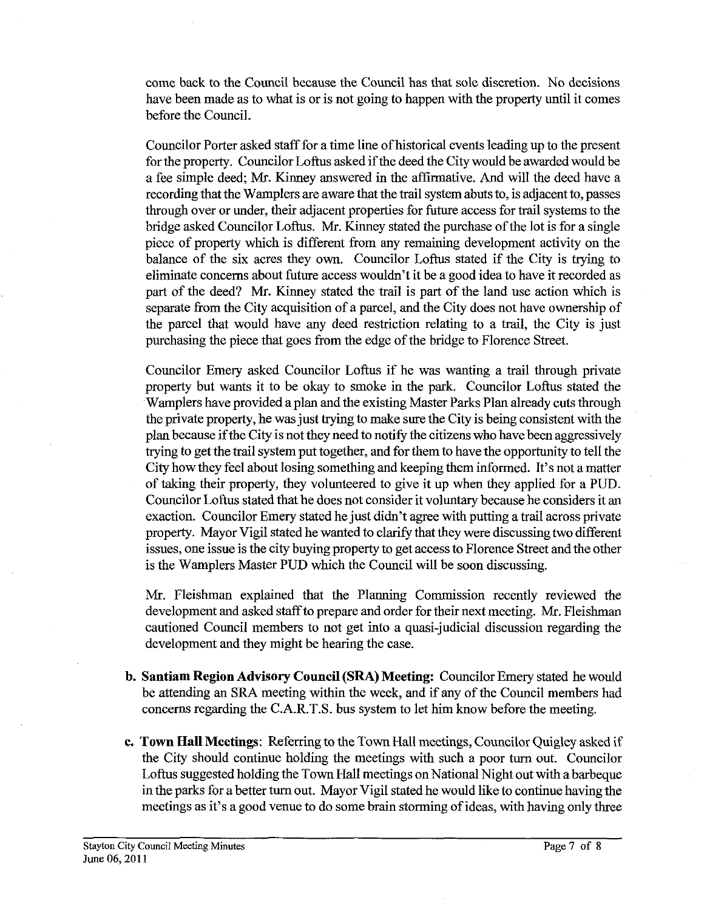come back to the Council because the Council has that sole discretion. No decisions have been made as to what is or is not going to happen with the property until it comes before the Council.

Councilor Porter asked staff for a time line of historical events leading up to the present for the property. Councilor Loftus asked if the deed the City would be awarded would be a fee simple deed; Mr. Kinney answered in the affirmative. And will the deed have a recording that the Wamplers are aware that the trail system abuts to, is adjacent to, passes through over or under, their adjacent properties for future access for trail systems to the bridge asked Councilor Loftus. Mr. Kinney stated the purchase of the lot is for a single piece of property which is different from any remaining development activity on the balance of the six acres they own. Councilor Loftus stated if the City is trying to eliminate concerns about future access wouldn't it be a good idea to have it recorded as part of the deed? Mr. Kinney stated the trail is part of the land use action which is separate from the City acquisition of a parcel, and the City does not have ownership of the parcel that would have any deed restriction relating to a trail, the City is just purchasing the piece that goes from the edge of the bridge to Florence Street.

Councilor Emery asked Councilor Loftus if he was wanting a trail through private property but wants it to be okay to smoke in the park. Councilor Loftus stated the Wamplers have provided a plan and the existing Master Parks Plan already cuts through the private property, he was just trying to make sure the City is being consistent with the plan because if the City is not they need to notify the citizens who have been aggressively trying to get the trail system put together, and for them to have the opportunity to tell the City how they feel about losing something and keeping them informed. It's not a matter of taking their property, they volunteered to give it up when they applied for a PUD. Councilor Loftus stated that he does not consider it voluntary because he considers it an exaction. Councilor Emery stated he just didn't agree with putting a trail across private property. Mayor Vigil stated he wanted to clarify that they were discussing two different issues, one issue is the city buying property to get access to Florence Street and the other is the Wamplers Master PUD which the Council will be soon discussing.

Mr. Fleishman explained that the Planning Commission recently reviewed the development and asked staff to prepare and order for their next meeting. Mr. Fleishman cautioned Council members to not get into a quasi-judicial discussion regarding the development and they might be hearing the case.

**b. Santiam Region Advisory Council (SRA) Meeting:** Councilor Emery stated he would be attending an SRA meeting within the week, and if any of the Council members had concerns regarding the C.A.R.T.S. bus system to let him know before the meeting.

**c. Town Hall Meetings**: Referring to the Town Hall meetings, Councilor Quigley asked if the City should continue holding the meetings with such a poor turn out. Councilor Loftus suggested holding the Town Hall meetings on National Night out with a barbeque in the parks for a better turn out. Mayor Vigil stated he would like to continue having the meetings as it's a good venue to do some brain storming of ideas, with having only three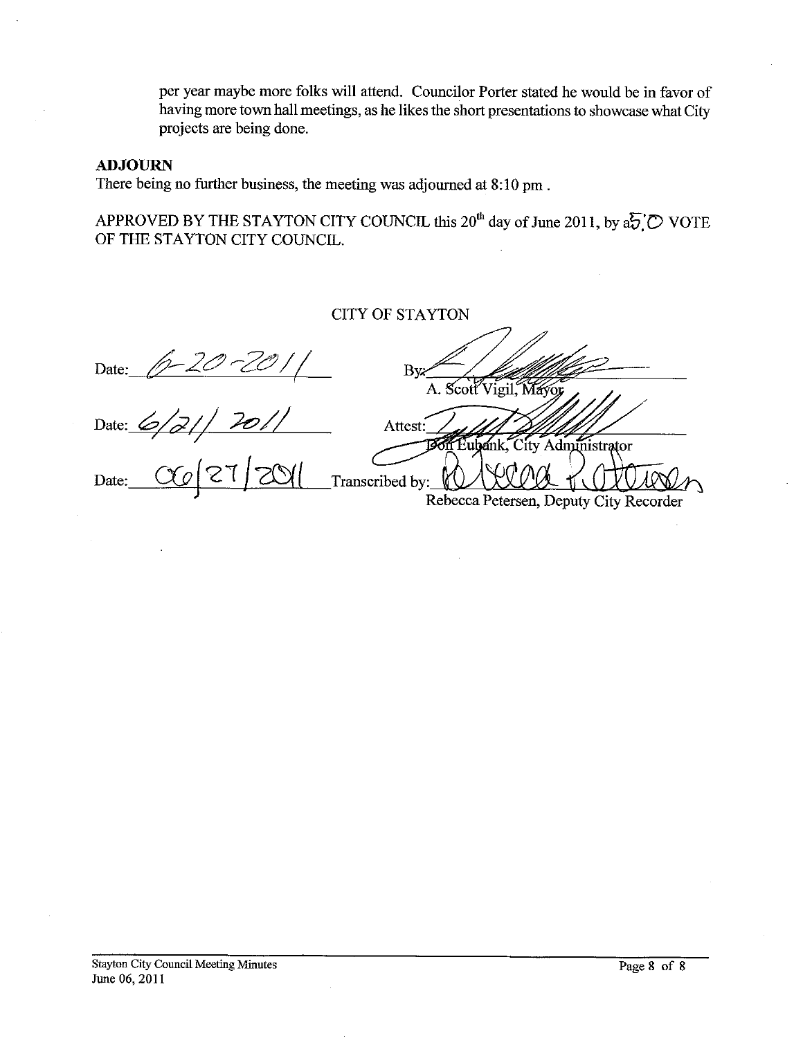per year maybe more folks will attend. Councilor Porter stated he would be in favor of having more town hall meetings, as he likes the short presentations to showcase what City projects are being done.

**ADJOURN**

There being no further business, the meeting was adjourned at 8:10 pm .

APPROVED BY THE STAYTON CITY COUNCIL this 20th day of June 2011, by a 5:0 VOTE OF THE STAYTON CITY COUNCIL.

CITY OF STAYTON

Date: 6-20-2011 By: A. Scott Vigil, Mayor

Date: 6/21/2011 Attest: Don Eubank, City Administrator

Date: 06/27/2011 Transcribed by: Rebecca Petersen, Deputy City Recorder